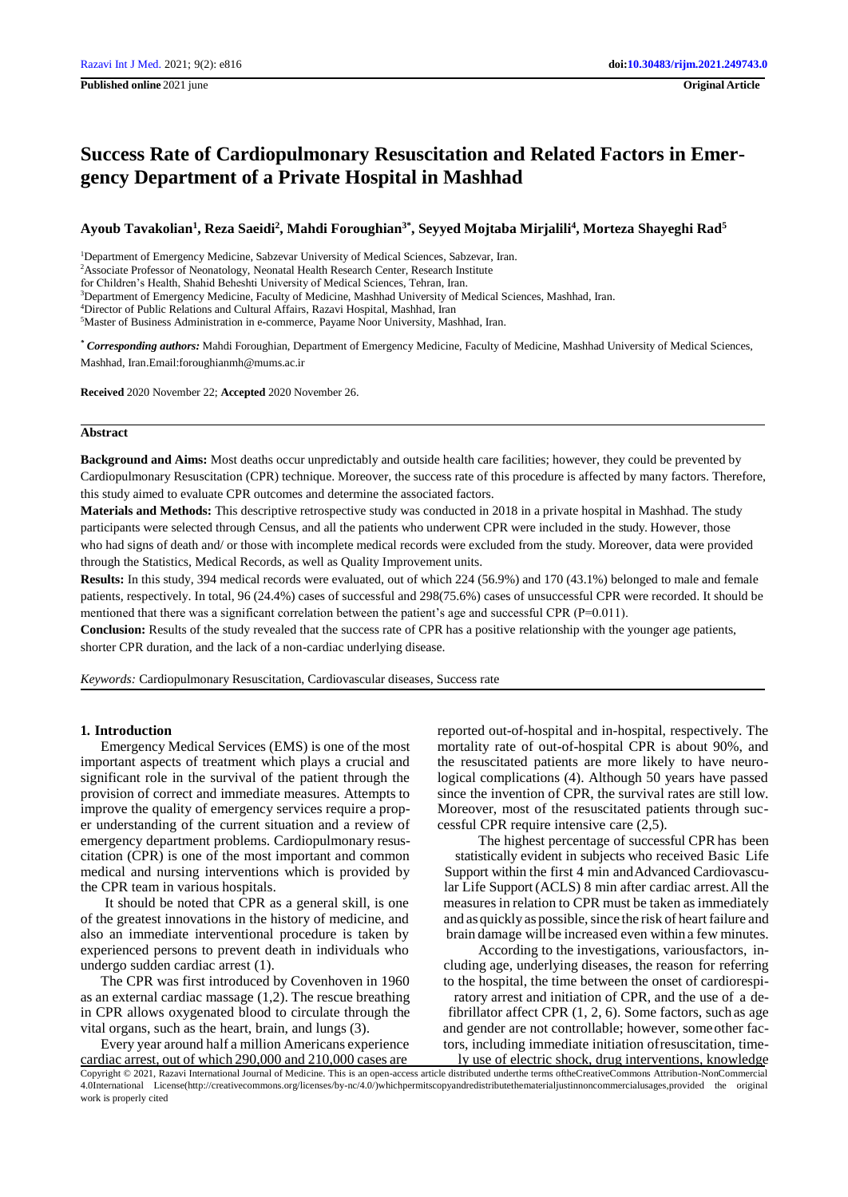**Published online** 2021 june **Original Article**

# Success Rate of Cardiopulmonary Resuscitation and Related Factors in Emergency Department of a Private Hospital in Mashhad

**Ayoub Tavakolian[1], Reza Saeidi[2], Mahdi Foroughian[3*], Seyyed Mojtaba Mirjalili[4], Morteza Shayeghi Rad[5]**

[1]Department of Emergency Medicine, Sabzevar University of Medical Sciences, Sabzevar, Iran.
[2]Associate Professor of Neonatology, Neonatal Health Research Center, Research Institute for Children's Health, Shahid Beheshti University of Medical Sciences, Tehran, Iran.
[3]Department of Emergency Medicine, Faculty of Medicine, Mashhad University of Medical Sciences, Mashhad, Iran.
[4]Director of Public Relations and Cultural Affairs, Razavi Hospital, Mashhad, Iran
[5]Master of Business Administration in e-commerce, Payame Noor University, Mashhad, Iran.

[*] *Corresponding authors:* Mahdi Foroughian, Department of Emergency Medicine, Faculty of Medicine, Mashhad University of Medical Sciences, Mashhad, Iran.Email:foroughianmh@mums.ac.ir

**Received** 2020 November 22; **Accepted** 2020 November 26.

## Abstract

**Background and Aims:** Most deaths occur unpredictably and outside health care facilities; however, they could be prevented by Cardiopulmonary Resuscitation (CPR) technique. Moreover, the success rate of this procedure is affected by many factors. Therefore, this study aimed to evaluate CPR outcomes and determine the associated factors.

**Materials and Methods:** This descriptive retrospective study was conducted in 2018 in a private hospital in Mashhad. The study participants were selected through Census, and all the patients who underwent CPR were included in the study. However, those who had signs of death and/ or those with incomplete medical records were excluded from the study. Moreover, data were provided through the Statistics, Medical Records, as well as Quality Improvement units.

**Results:** In this study, 394 medical records were evaluated, out of which 224 (56.9%) and 170 (43.1%) belonged to male and female patients, respectively. In total, 96 (24.4%) cases of successful and 298(75.6%) cases of unsuccessful CPR were recorded. It should be mentioned that there was a significant correlation between the patient's age and successful CPR (P=0.011).

**Conclusion:** Results of the study revealed that the success rate of CPR has a positive relationship with the younger age patients, shorter CPR duration, and the lack of a non-cardiac underlying disease.

*Keywords:* Cardiopulmonary Resuscitation, Cardiovascular diseases, Success rate

## 1. Introduction

Emergency Medical Services (EMS) is one of the most important aspects of treatment which plays a crucial and significant role in the survival of the patient through the provision of correct and immediate measures. Attempts to improve the quality of emergency services require a proper understanding of the current situation and a review of emergency department problems. Cardiopulmonary resuscitation (CPR) is one of the most important and common medical and nursing interventions which is provided by the CPR team in various hospitals.

It should be noted that CPR as a general skill, is one of the greatest innovations in the history of medicine, and also an immediate interventional procedure is taken by experienced persons to prevent death in individuals who undergo sudden cardiac arrest (1).

The CPR was first introduced by Covenhoven in 1960 as an external cardiac massage (1,2). The rescue breathing in CPR allows oxygenated blood to circulate through the vital organs, such as the heart, brain, and lungs (3).

Every year around half a million Americans experience cardiac arrest, out of which 290,000 and 210,000 cases are reported out-of-hospital and in-hospital, respectively. The mortality rate of out-of-hospital CPR is about 90%, and the resuscitated patients are more likely to have neurological complications (4). Although 50 years have passed since the invention of CPR, the survival rates are still low. Moreover, most of the resuscitated patients through successful CPR require intensive care (2,5).

The highest percentage of successful CPR has been statistically evident in subjects who received Basic Life Support within the first 4 min and Advanced Cardiovascular Life Support (ACLS) 8 min after cardiac arrest. All the measures in relation to CPR must be taken as immediately and as quickly as possible, since the risk of heart failure and brain damage will be increased even within a few minutes.

According to the investigations, various factors, including age, underlying diseases, the reason for referring to the hospital, the time between the onset of cardiorespiratory arrest and initiation of CPR, and the use of a defibrillator affect CPR (1, 2, 6). Some factors, such as age and gender are not controllable; however, some other factors, including immediate initiation of resuscitation, timely use of electric shock, drug interventions, knowledge

Copyright © 2021, Razavi International Journal of Medicine. This is an open-access article distributed underthe terms oftheCreativeCommons Attribution-NonCommercial 4.0International License(http://creativecommons.org/licenses/by-nc/4.0/)whichpermitscopyandredistributethematerialjustinnoncommercialusages,provided the original work is properly cited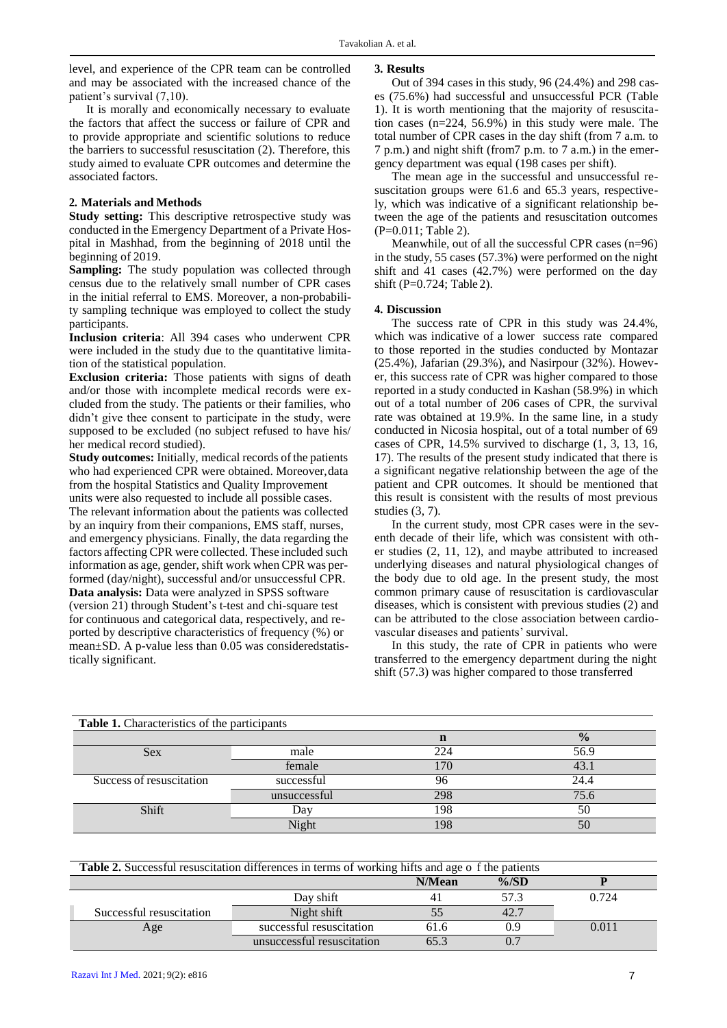level, and experience of the CPR team can be controlled and may be associated with the increased chance of the patient's survival (7,10).

It is morally and economically necessary to evaluate the factors that affect the success or failure of CPR and to provide appropriate and scientific solutions to reduce the barriers to successful resuscitation (2). Therefore, this study aimed to evaluate CPR outcomes and determine the associated factors.

## 2. Materials and Methods

**Study setting:** This descriptive retrospective study was conducted in the Emergency Department of a Private Hospital in Mashhad, from the beginning of 2018 until the beginning of 2019.

**Sampling:** The study population was collected through census due to the relatively small number of CPR cases in the initial referral to EMS. Moreover, a non-probability sampling technique was employed to collect the study participants.

**Inclusion criteria**: All 394 cases who underwent CPR were included in the study due to the quantitative limitation of the statistical population.

**Exclusion criteria:** Those patients with signs of death and/or those with incomplete medical records were excluded from the study. The patients or their families, who didn't give thee consent to participate in the study, were supposed to be excluded (no subject refused to have his/her medical record studied).

**Study outcomes:** Initially, medical records of the patients who had experienced CPR were obtained. Moreover, data from the hospital Statistics and Quality Improvement units were also requested to include all possible cases. The relevant information about the patients was collected by an inquiry from their companions, EMS staff, nurses, and emergency physicians. Finally, the data regarding the factors affecting CPR were collected. These included such information as age, gender, shift work when CPR was performed (day/night), successful and/or unsuccessful CPR.

**Data analysis:** Data were analyzed in SPSS software (version 21) through Student's t-test and chi-square test for continuous and categorical data, respectively, and reported by descriptive characteristics of frequency (%) or mean±SD. A p-value less than 0.05 was consideredstatistically significant.

## 3. Results

Out of 394 cases in this study, 96 (24.4%) and 298 cases (75.6%) had successful and unsuccessful PCR (Table 1). It is worth mentioning that the majority of resuscitation cases (n=224, 56.9%) in this study were male. The total number of CPR cases in the day shift (from 7 a.m. to 7 p.m.) and night shift (from7 p.m. to 7 a.m.) in the emergency department was equal (198 cases per shift).

The mean age in the successful and unsuccessful resuscitation groups were 61.6 and 65.3 years, respectively, which was indicative of a significant relationship between the age of the patients and resuscitation outcomes (P=0.011; Table 2).

Meanwhile, out of all the successful CPR cases (n=96) in the study, 55 cases (57.3%) were performed on the night shift and 41 cases (42.7%) were performed on the day shift (P=0.724; Table 2).

## 4. Discussion

The success rate of CPR in this study was 24.4%, which was indicative of a lower success rate compared to those reported in the studies conducted by Montazar (25.4%), Jafarian (29.3%), and Nasirpour (32%). However, this success rate of CPR was higher compared to those reported in a study conducted in Kashan (58.9%) in which out of a total number of 206 cases of CPR, the survival rate was obtained at 19.9%. In the same line, in a study conducted in Nicosia hospital, out of a total number of 69 cases of CPR, 14.5% survived to discharge (1, 3, 13, 16, 17). The results of the present study indicated that there is a significant negative relationship between the age of the patient and CPR outcomes. It should be mentioned that this result is consistent with the results of most previous studies (3, 7).

In the current study, most CPR cases were in the seventh decade of their life, which was consistent with other studies (2, 11, 12), and maybe attributed to increased underlying diseases and natural physiological changes of the body due to old age. In the present study, the most common primary cause of resuscitation is cardiovascular diseases, which is consistent with previous studies (2) and can be attributed to the close association between cardiovascular diseases and patients' survival.

In this study, the rate of CPR in patients who were transferred to the emergency department during the night shift (57.3) was higher compared to those transferred

**Table 1.** Characteristics of the participants

| | | n | % |
|---|---|---|---|
| Sex | male | 224 | 56.9 |
| | female | 170 | 43.1 |
| Success of resuscitation | successful | 96 | 24.4 |
| | unsuccessful | 298 | 75.6 |
| Shift | Day | 198 | 50 |
| | Night | 198 | 50 |

**Table 2.** Successful resuscitation differences in terms of working hifts and age o f the patients

| | | N/Mean | %/SD | P |
|---|---|---|---|---|
| Successful resuscitation | Day shift | 41 | 57.3 | 0.724 |
| | Night shift | 55 | 42.7 | |
| Age | successful resuscitation | 61.6 | 0.9 | 0.011 |
| | unsuccessful resuscitation | 65.3 | 0.7 | |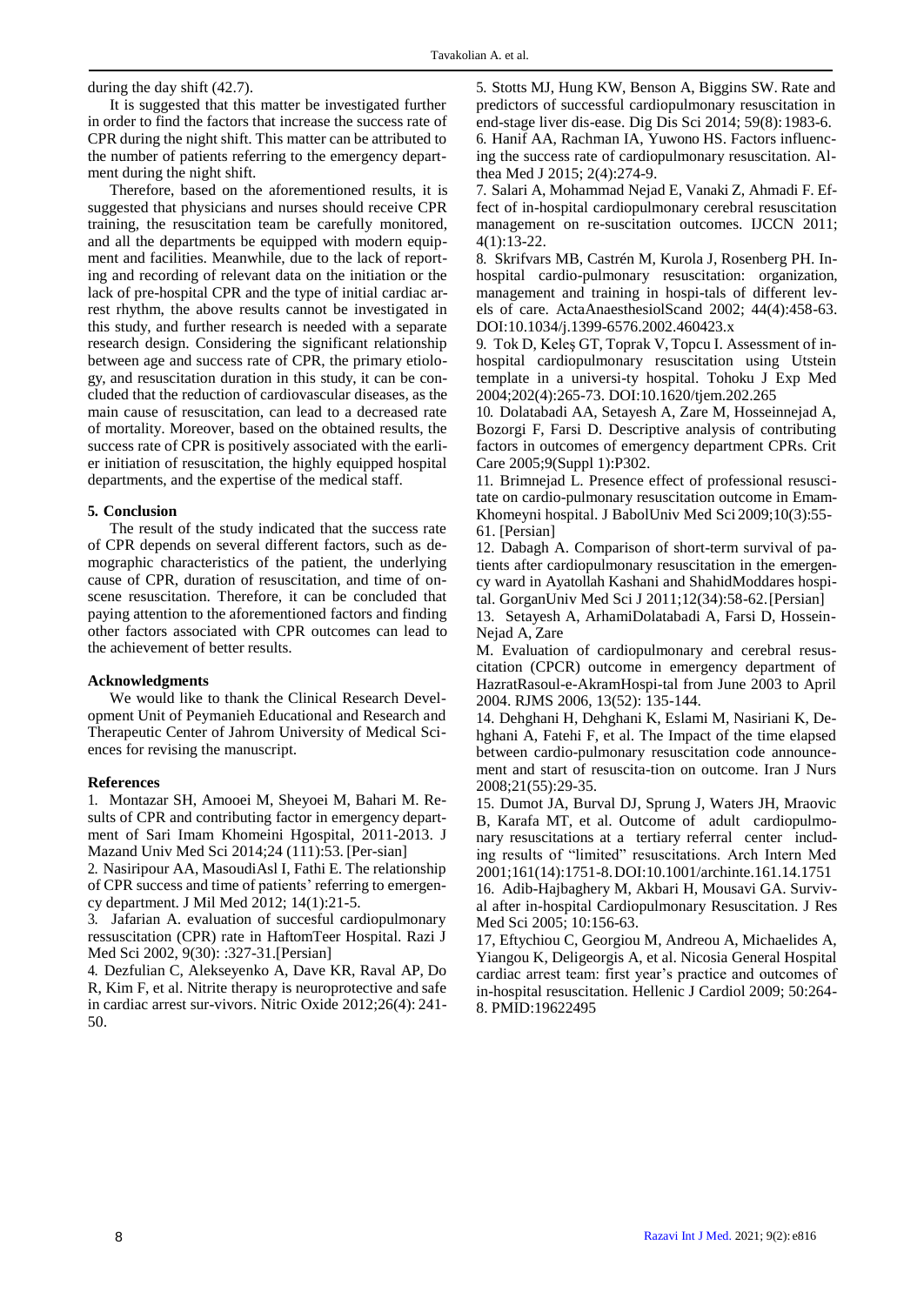during the day shift (42.7).

It is suggested that this matter be investigated further in order to find the factors that increase the success rate of CPR during the night shift. This matter can be attributed to the number of patients referring to the emergency department during the night shift.

Therefore, based on the aforementioned results, it is suggested that physicians and nurses should receive CPR training, the resuscitation team be carefully monitored, and all the departments be equipped with modern equipment and facilities. Meanwhile, due to the lack of reporting and recording of relevant data on the initiation or the lack of pre-hospital CPR and the type of initial cardiac arrest rhythm, the above results cannot be investigated in this study, and further research is needed with a separate research design. Considering the significant relationship between age and success rate of CPR, the primary etiology, and resuscitation duration in this study, it can be concluded that the reduction of cardiovascular diseases, as the main cause of resuscitation, can lead to a decreased rate of mortality. Moreover, based on the obtained results, the success rate of CPR is positively associated with the earlier initiation of resuscitation, the highly equipped hospital departments, and the expertise of the medical staff.

## 5. Conclusion

The result of the study indicated that the success rate of CPR depends on several different factors, such as demographic characteristics of the patient, the underlying cause of CPR, duration of resuscitation, and time of on-scene resuscitation. Therefore, it can be concluded that paying attention to the aforementioned factors and finding other factors associated with CPR outcomes can lead to the achievement of better results.

### Acknowledgments

We would like to thank the Clinical Research Development Unit of Peymanieh Educational and Research and Therapeutic Center of Jahrom University of Medical Sciences for revising the manuscript.

### References

1. Montazar SH, Amooei M, Sheyoei M, Bahari M. Results of CPR and contributing factor in emergency department of Sari Imam Khomeini Hgospital, 2011-2013. J Mazand Univ Med Sci 2014;24 (111):53. [Per-sian]
2. Nasiripour AA, MasoudiAsl I, Fathi E. The relationship of CPR success and time of patients' referring to emergency department. J Mil Med 2012; 14(1):21-5.
3. Jafarian A. evaluation of succesful cardiopulmonary ressuscitation (CPR) rate in HaftomTeer Hospital. Razi J Med Sci 2002, 9(30): :327-31.[Persian]
4. Dezfulian C, Alekseyenko A, Dave KR, Raval AP, Do R, Kim F, et al. Nitrite therapy is neuroprotective and safe in cardiac arrest sur-vivors. Nitric Oxide 2012;26(4): 241-50.
5. Stotts MJ, Hung KW, Benson A, Biggins SW. Rate and predictors of successful cardiopulmonary resuscitation in end-stage liver dis-ease. Dig Dis Sci 2014; 59(8): 1983-6.
6. Hanif AA, Rachman IA, Yuwono HS. Factors influencing the success rate of cardiopulmonary resuscitation. Althea Med J 2015; 2(4):274-9.
7. Salari A, Mohammad Nejad E, Vanaki Z, Ahmadi F. Effect of in-hospital cardiopulmonary cerebral resuscitation management on re-suscitation outcomes. IJCCN 2011; 4(1):13-22.
8. Skrifvars MB, Castrén M, Kurola J, Rosenberg PH. In-hospital cardio-pulmonary resuscitation: organization, management and training in hospi-tals of different levels of care. ActaAnaesthesiolScand 2002; 44(4):458-63. DOI:10.1034/j.1399-6576.2002.460423.x
9. Tok D, Keleş GT, Toprak V, Topcu I. Assessment of in-hospital cardiopulmonary resuscitation using Utstein template in a universi-ty hospital. Tohoku J Exp Med 2004;202(4):265-73. DOI:10.1620/tjem.202.265
10. Dolatabadi AA, Setayesh A, Zare M, Hosseinnejad A, Bozorgi F, Farsi D. Descriptive analysis of contributing factors in outcomes of emergency department CPRs. Crit Care 2005;9(Suppl 1):P302.
11. Brimnejad L. Presence effect of professional resuscitate on cardio-pulmonary resuscitation outcome in Emam-Khomeyni hospital. J BabolUniv Med Sci 2009;10(3):55-61. [Persian]
12. Dabagh A. Comparison of short-term survival of patients after cardiopulmonary resuscitation in the emergency ward in Ayatollah Kashani and ShahidModdares hospital. GorganUniv Med Sci J 2011;12(34):58-62.[Persian]
13. Setayesh A, ArhamiDolatabadi A, Farsi D, Hossein-Nejad A, Zare M. Evaluation of cardiopulmonary and cerebral resuscitation (CPCR) outcome in emergency department of HazratRasoul-e-AkramHospi-tal from June 2003 to April 2004. RJMS 2006, 13(52): 135-144.
14. Dehghani H, Dehghani K, Eslami M, Nasiriani K, Dehghani A, Fatehi F, et al. The Impact of the time elapsed between cardio-pulmonary resuscitation code announcement and start of resuscita-tion on outcome. Iran J Nurs 2008;21(55):29-35.
15. Dumot JA, Burval DJ, Sprung J, Waters JH, Mraovic B, Karafa MT, et al. Outcome of adult cardiopulmonary resuscitations at a tertiary referral center including results of "limited" resuscitations. Arch Intern Med 2001;161(14):1751-8. DOI:10.1001/archinte.161.14.1751
16. Adib-Hajbaghery M, Akbari H, Mousavi GA. Survival after in-hospital Cardiopulmonary Resuscitation. J Res Med Sci 2005; 10:156-63.
17. Eftychiou C, Georgiou M, Andreou A, Michaelides A, Yiangou K, Deligeorgis A, et al. Nicosia General Hospital cardiac arrest team: first year's practice and outcomes of in-hospital resuscitation. Hellenic J Cardiol 2009; 50:264-8. PMID:19622495